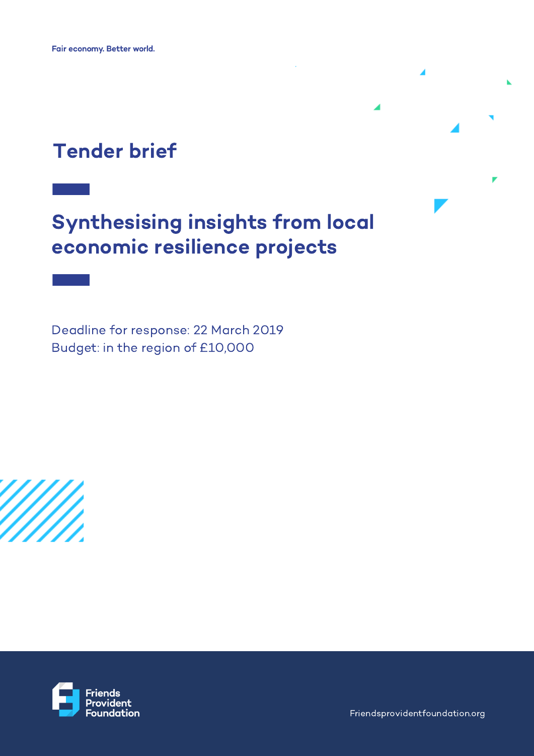Fair economy. Better world.

# Tender brief

# Synthesising insights from local economic resilience projects

Deadline for response: 22 March 2019
Budget: in the region of £10,000

Friends Provident Foundation

Friendsprovidentfoundation.org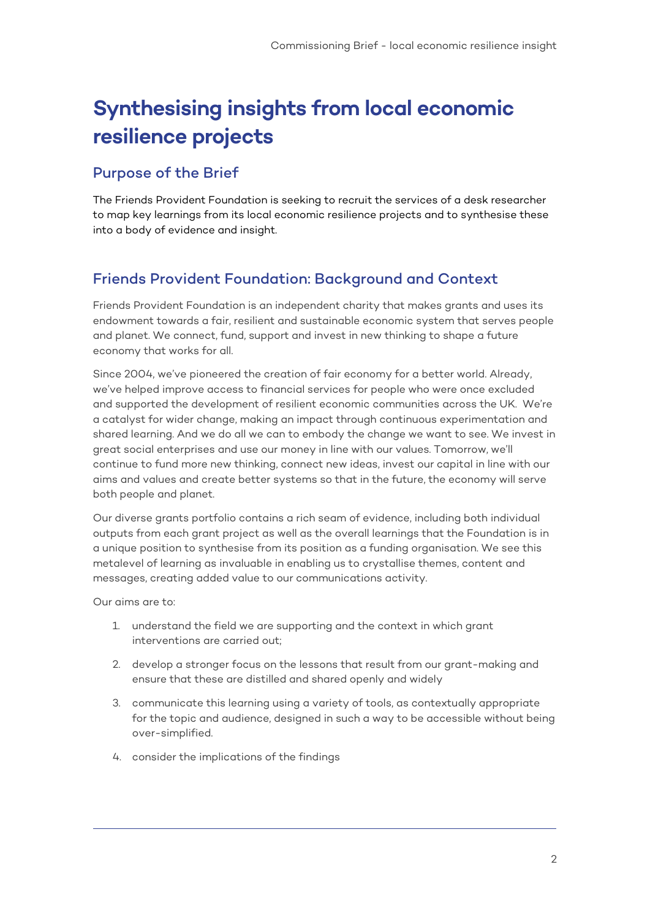# Synthesising insights from local economic resilience projects

## Purpose of the Brief

The Friends Provident Foundation is seeking to recruit the services of a desk researcher to map key learnings from its local economic resilience projects and to synthesise these into a body of evidence and insight.

## Friends Provident Foundation: Background and Context

Friends Provident Foundation is an independent charity that makes grants and uses its endowment towards a fair, resilient and sustainable economic system that serves people and planet. We connect, fund, support and invest in new thinking to shape a future economy that works for all.

Since 2004, we've pioneered the creation of fair economy for a better world. Already, we've helped improve access to financial services for people who were once excluded and supported the development of resilient economic communities across the UK. We're a catalyst for wider change, making an impact through continuous experimentation and shared learning. And we do all we can to embody the change we want to see. We invest in great social enterprises and use our money in line with our values. Tomorrow, we'll continue to fund more new thinking, connect new ideas, invest our capital in line with our aims and values and create better systems so that in the future, the economy will serve both people and planet.

Our diverse grants portfolio contains a rich seam of evidence, including both individual outputs from each grant project as well as the overall learnings that the Foundation is in a unique position to synthesise from its position as a funding organisation. We see this metalevel of learning as invaluable in enabling us to crystallise themes, content and messages, creating added value to our communications activity.

Our aims are to:

1. understand the field we are supporting and the context in which grant interventions are carried out;
2. develop a stronger focus on the lessons that result from our grant-making and ensure that these are distilled and shared openly and widely
3. communicate this learning using a variety of tools, as contextually appropriate for the topic and audience, designed in such a way to be accessible without being over-simplified.
4. consider the implications of the findings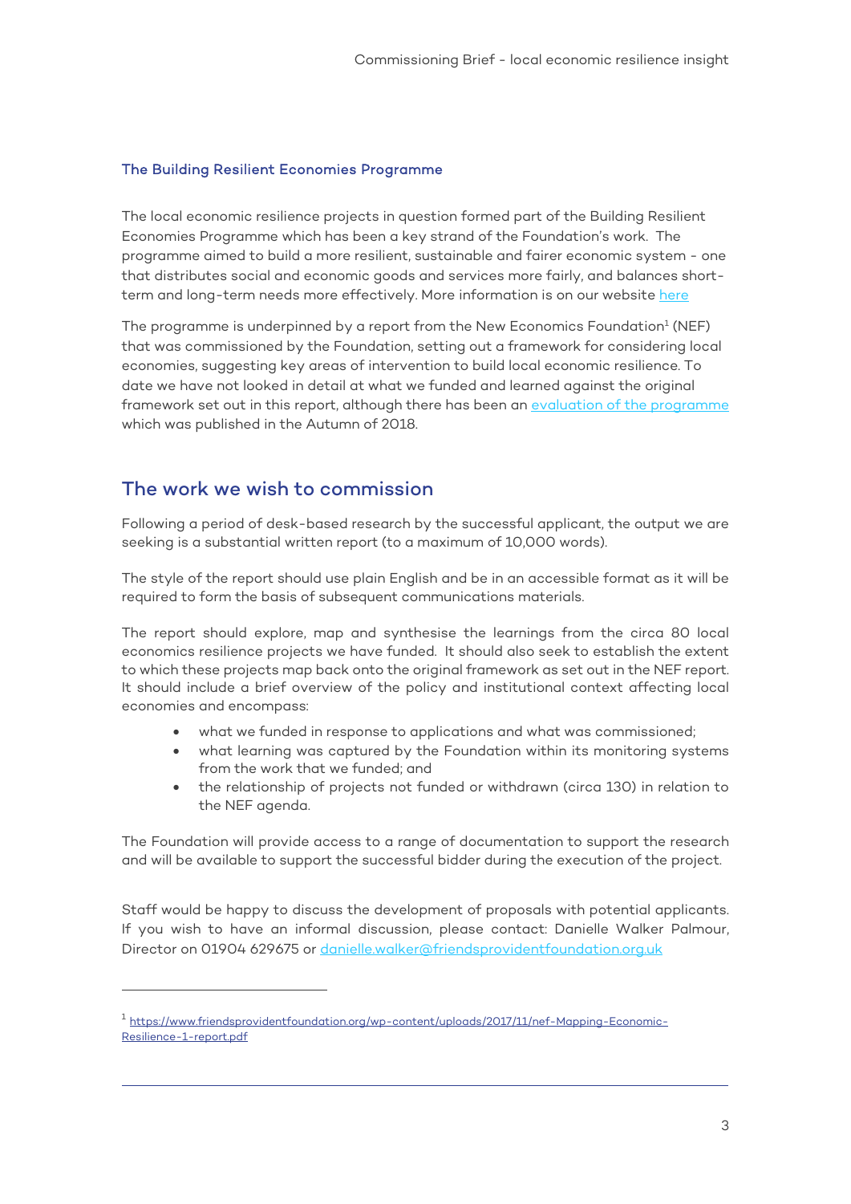### The Building Resilient Economies Programme

The local economic resilience projects in question formed part of the Building Resilient Economies Programme which has been a key strand of the Foundation's work. The programme aimed to build a more resilient, sustainable and fairer economic system - one that distributes social and economic goods and services more fairly, and balances short-term and long-term needs more effectively. More information is on our website [here]

The programme is underpinned by a report from the New Economics Foundation[1] (NEF) that was commissioned by the Foundation, setting out a framework for considering local economies, suggesting key areas of intervention to build local economic resilience. To date we have not looked in detail at what we funded and learned against the original framework set out in this report, although there has been an [evaluation of the programme] which was published in the Autumn of 2018.

## The work we wish to commission

Following a period of desk-based research by the successful applicant, the output we are seeking is a substantial written report (to a maximum of 10,000 words).

The style of the report should use plain English and be in an accessible format as it will be required to form the basis of subsequent communications materials.

The report should explore, map and synthesise the learnings from the circa 80 local economics resilience projects we have funded. It should also seek to establish the extent to which these projects map back onto the original framework as set out in the NEF report. It should include a brief overview of the policy and institutional context affecting local economies and encompass:

- what we funded in response to applications and what was commissioned;
- what learning was captured by the Foundation within its monitoring systems from the work that we funded; and
- the relationship of projects not funded or withdrawn (circa 130) in relation to the NEF agenda.

The Foundation will provide access to a range of documentation to support the research and will be available to support the successful bidder during the execution of the project.

Staff would be happy to discuss the development of proposals with potential applicants. If you wish to have an informal discussion, please contact: Danielle Walker Palmour, Director on 01904 629675 or danielle.walker@friendsprovidentfoundation.org.uk

---

[1] https://www.friendsprovidentfoundation.org/wp-content/uploads/2017/11/nef-Mapping-Economic-Resilience-1-report.pdf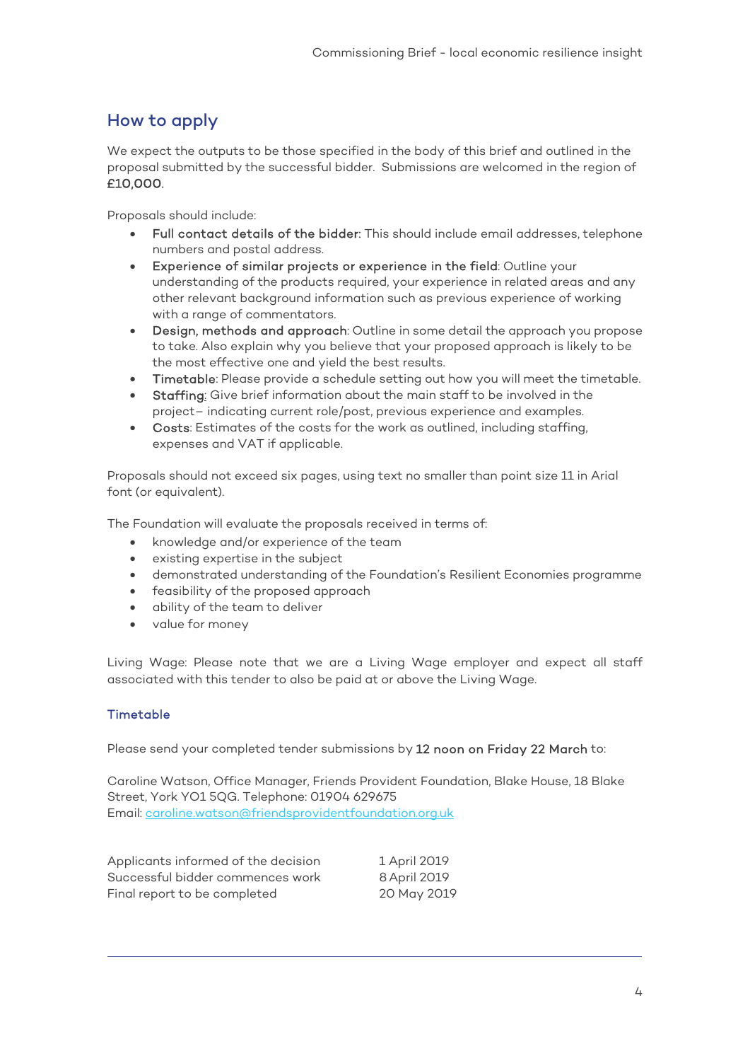## How to apply

We expect the outputs to be those specified in the body of this brief and outlined in the proposal submitted by the successful bidder. Submissions are welcomed in the region of **£10,000**.

Proposals should include:

- **Full contact details of the bidder**: This should include email addresses, telephone numbers and postal address.
- **Experience of similar projects or experience in the field**: Outline your understanding of the products required, your experience in related areas and any other relevant background information such as previous experience of working with a range of commentators.
- **Design, methods and approach**: Outline in some detail the approach you propose to take. Also explain why you believe that your proposed approach is likely to be the most effective one and yield the best results.
- **Timetable**: Please provide a schedule setting out how you will meet the timetable.
- **Staffing**: Give brief information about the main staff to be involved in the project– indicating current role/post, previous experience and examples.
- **Costs**: Estimates of the costs for the work as outlined, including staffing, expenses and VAT if applicable.

Proposals should not exceed six pages, using text no smaller than point size 11 in Arial font (or equivalent).

The Foundation will evaluate the proposals received in terms of:

- knowledge and/or experience of the team
- existing expertise in the subject
- demonstrated understanding of the Foundation's Resilient Economies programme
- feasibility of the proposed approach
- ability of the team to deliver
- value for money

Living Wage: Please note that we are a Living Wage employer and expect all staff associated with this tender to also be paid at or above the Living Wage.

### Timetable

Please send your completed tender submissions by **12 noon on Friday 22 March** to:

Caroline Watson, Office Manager, Friends Provident Foundation, Blake House, 18 Blake Street, York YO1 5QG. Telephone: 01904 629675
Email: caroline.watson@friendsprovidentfoundation.org.uk

| | |
|---|---|
| Applicants informed of the decision | 1 April 2019 |
| Successful bidder commences work | 8 April 2019 |
| Final report to be completed | 20 May 2019 |